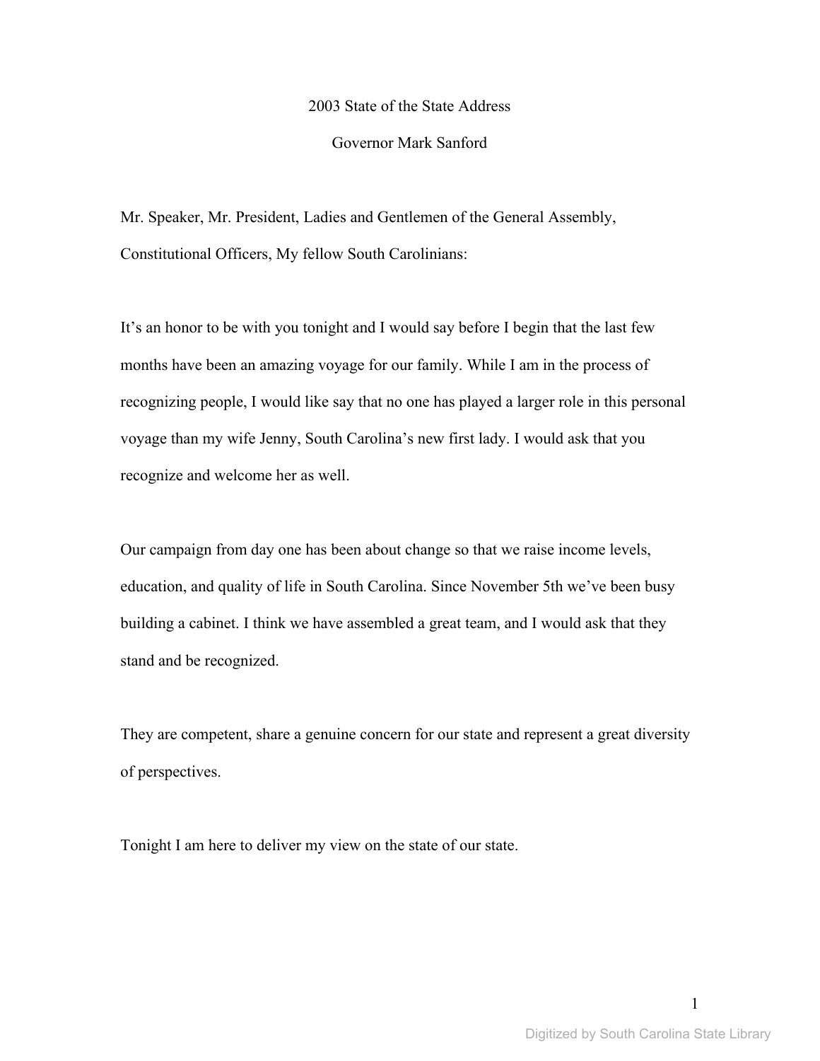# 2003 State of the State Address

## Governor Mark Sanford

Mr. Speaker, Mr. President, Ladies and Gentlemen of the General Assembly, Constitutional Officers, My fellow South Carolinians:

It's an honor to be with you tonight and I would say before I begin that the last few months have been an amazing voyage for our family. While I am in the process of recognizing people, I would like say that no one has played a larger role in this personal voyage than my wife Jenny, South Carolina's new first lady. I would ask that you recognize and welcome her as well.

Our campaign from day one has been about change so that we raise income levels, education, and quality of life in South Carolina. Since November 5th we've been busy building a cabinet. I think we have assembled a great team, and I would ask that they stand and be recognized.

They are competent, share a genuine concern for our state and represent a great diversity of perspectives.

Tonight I am here to deliver my view on the state of our state.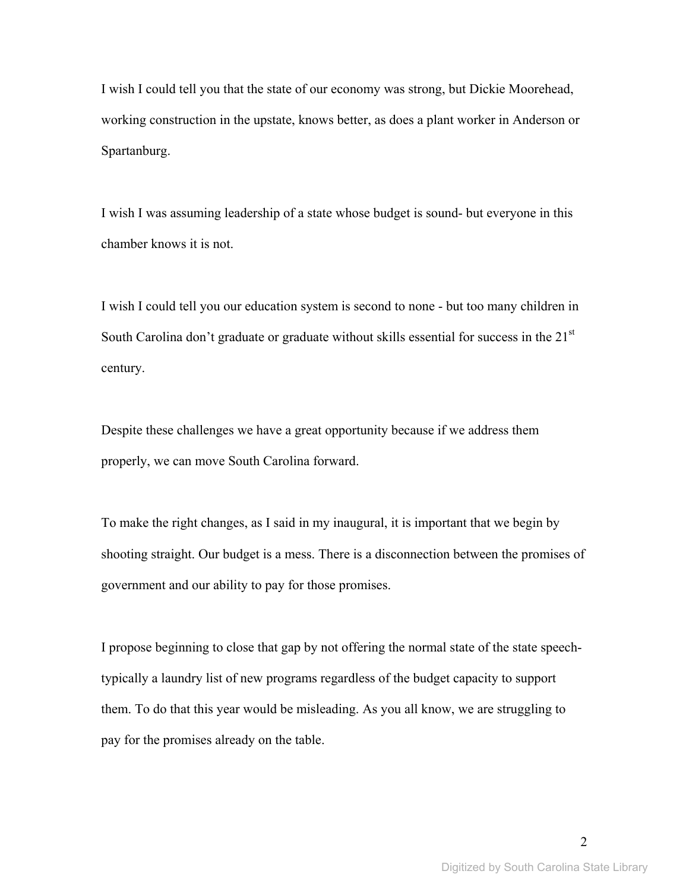I wish I could tell you that the state of our economy was strong, but Dickie Moorehead, working construction in the upstate, knows better, as does a plant worker in Anderson or Spartanburg.

I wish I was assuming leadership of a state whose budget is sound- but everyone in this chamber knows it is not.

I wish I could tell you our education system is second to none - but too many children in South Carolina don't graduate or graduate without skills essential for success in the 21st century.

Despite these challenges we have a great opportunity because if we address them properly, we can move South Carolina forward.

To make the right changes, as I said in my inaugural, it is important that we begin by shooting straight. Our budget is a mess. There is a disconnection between the promises of government and our ability to pay for those promises.

I propose beginning to close that gap by not offering the normal state of the state speech- typically a laundry list of new programs regardless of the budget capacity to support them. To do that this year would be misleading. As you all know, we are struggling to pay for the promises already on the table.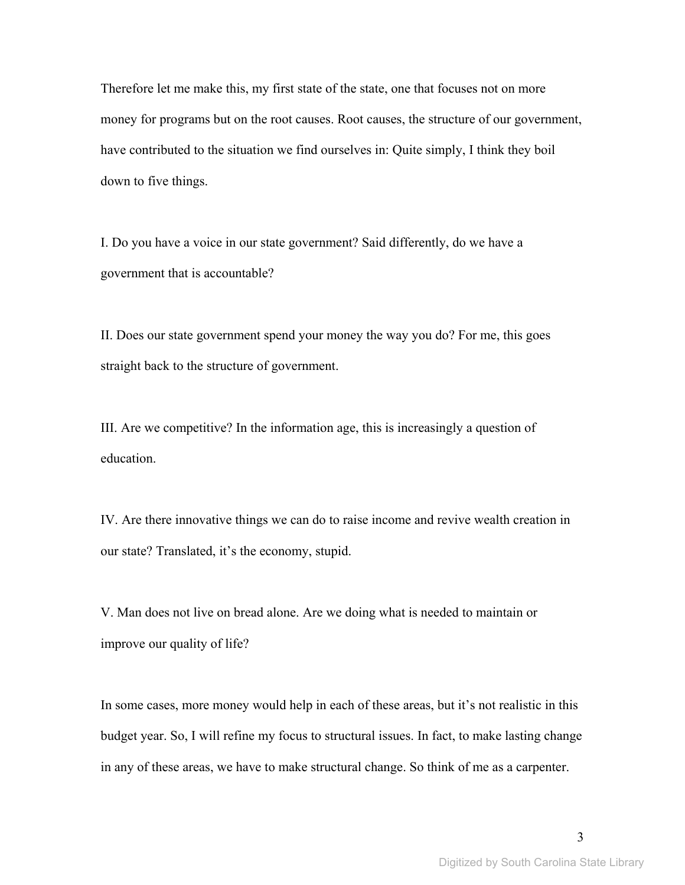Therefore let me make this, my first state of the state, one that focuses not on more money for programs but on the root causes. Root causes, the structure of our government, have contributed to the situation we find ourselves in: Quite simply, I think they boil down to five things.

I. Do you have a voice in our state government? Said differently, do we have a government that is accountable?

II. Does our state government spend your money the way you do? For me, this goes straight back to the structure of government.

III. Are we competitive? In the information age, this is increasingly a question of education.

IV. Are there innovative things we can do to raise income and revive wealth creation in our state? Translated, it's the economy, stupid.

V. Man does not live on bread alone. Are we doing what is needed to maintain or improve our quality of life?

In some cases, more money would help in each of these areas, but it's not realistic in this budget year. So, I will refine my focus to structural issues. In fact, to make lasting change in any of these areas, we have to make structural change. So think of me as a carpenter.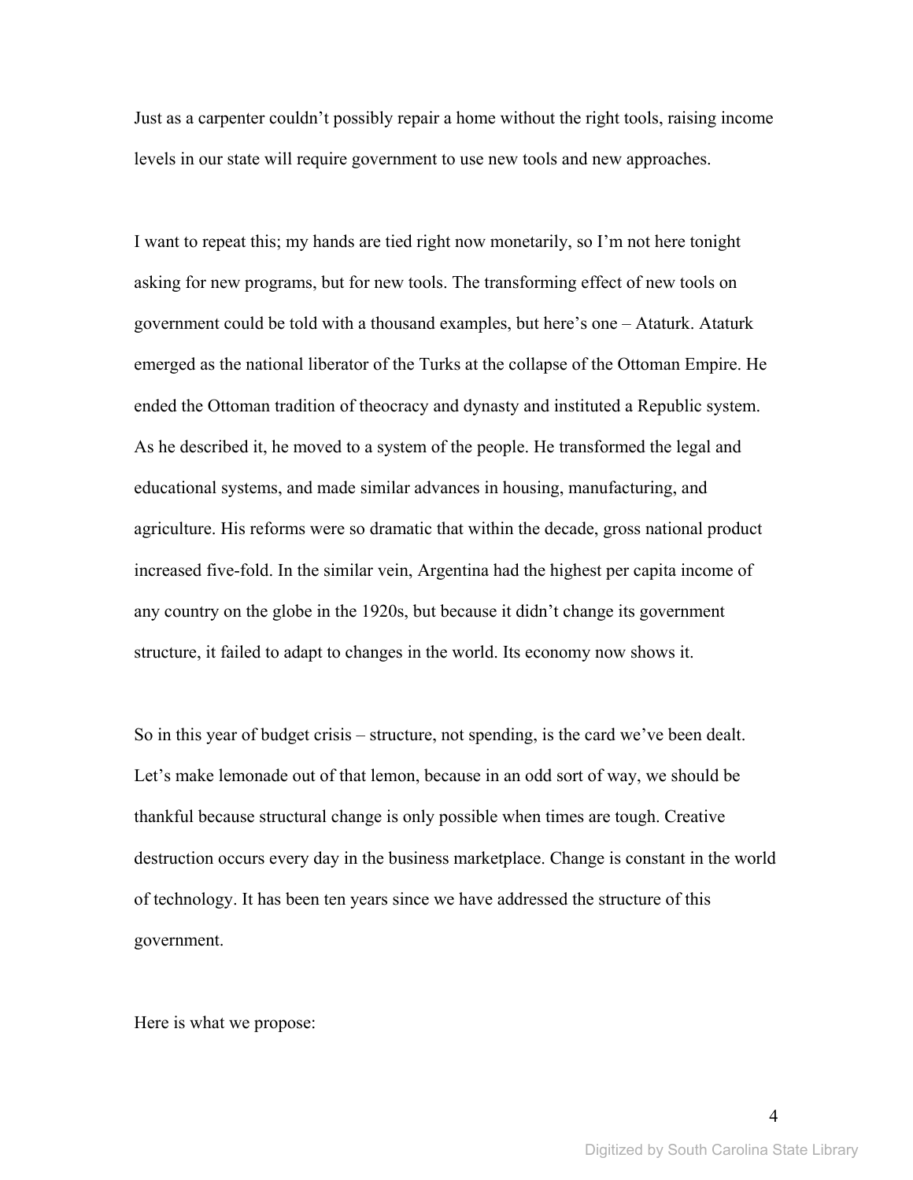Just as a carpenter couldn't possibly repair a home without the right tools, raising income levels in our state will require government to use new tools and new approaches.

I want to repeat this; my hands are tied right now monetarily, so I'm not here tonight asking for new programs, but for new tools. The transforming effect of new tools on government could be told with a thousand examples, but here's one – Ataturk. Ataturk emerged as the national liberator of the Turks at the collapse of the Ottoman Empire. He ended the Ottoman tradition of theocracy and dynasty and instituted a Republic system. As he described it, he moved to a system of the people. He transformed the legal and educational systems, and made similar advances in housing, manufacturing, and agriculture. His reforms were so dramatic that within the decade, gross national product increased five-fold. In the similar vein, Argentina had the highest per capita income of any country on the globe in the 1920s, but because it didn't change its government structure, it failed to adapt to changes in the world. Its economy now shows it.

So in this year of budget crisis – structure, not spending, is the card we've been dealt. Let's make lemonade out of that lemon, because in an odd sort of way, we should be thankful because structural change is only possible when times are tough. Creative destruction occurs every day in the business marketplace. Change is constant in the world of technology. It has been ten years since we have addressed the structure of this government.

Here is what we propose: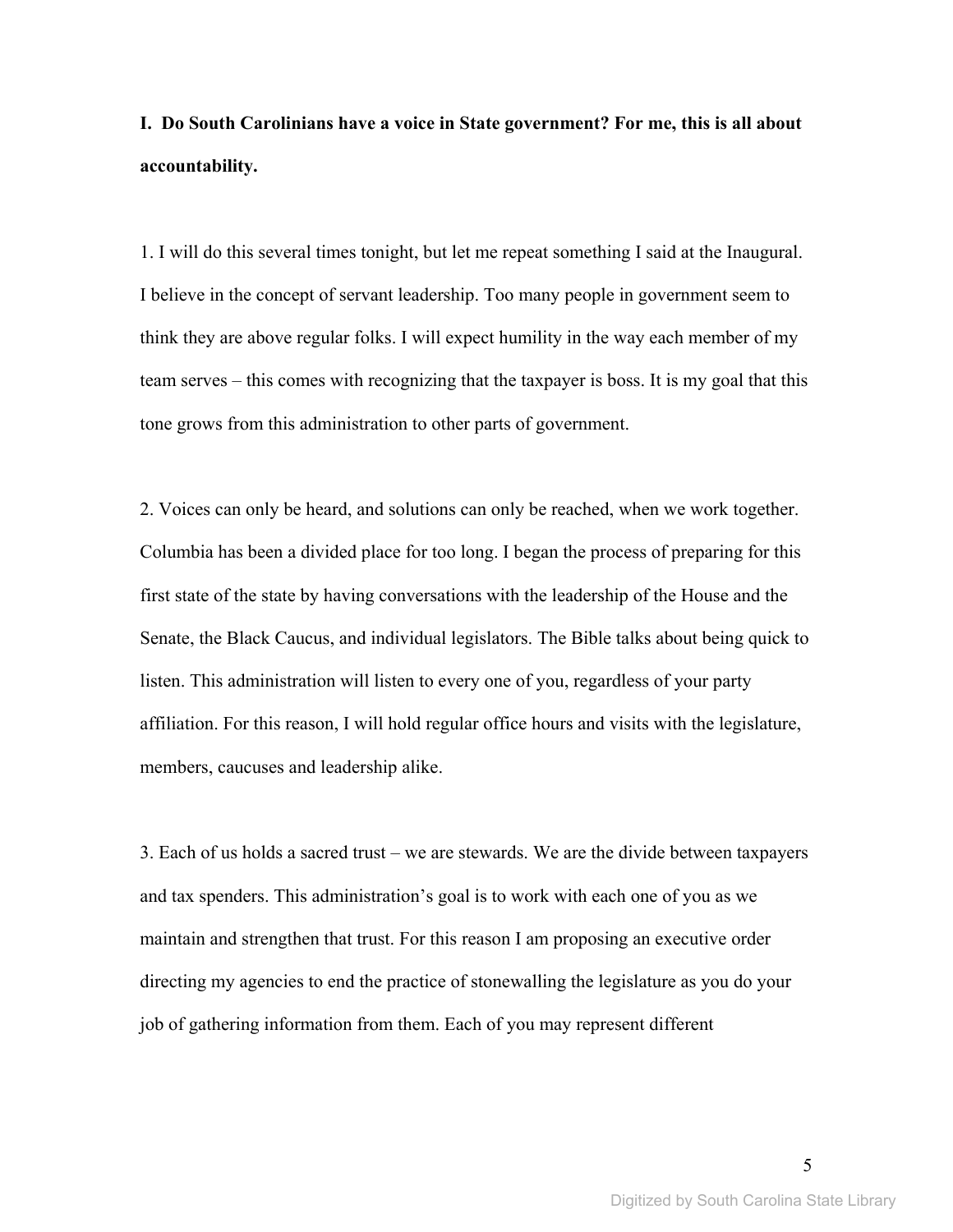**I. Do South Carolinians have a voice in State government? For me, this is all about accountability.**

1. I will do this several times tonight, but let me repeat something I said at the Inaugural. I believe in the concept of servant leadership. Too many people in government seem to think they are above regular folks. I will expect humility in the way each member of my team serves – this comes with recognizing that the taxpayer is boss. It is my goal that this tone grows from this administration to other parts of government.

2. Voices can only be heard, and solutions can only be reached, when we work together. Columbia has been a divided place for too long. I began the process of preparing for this first state of the state by having conversations with the leadership of the House and the Senate, the Black Caucus, and individual legislators. The Bible talks about being quick to listen. This administration will listen to every one of you, regardless of your party affiliation. For this reason, I will hold regular office hours and visits with the legislature, members, caucuses and leadership alike.

3. Each of us holds a sacred trust – we are stewards. We are the divide between taxpayers and tax spenders. This administration's goal is to work with each one of you as we maintain and strengthen that trust. For this reason I am proposing an executive order directing my agencies to end the practice of stonewalling the legislature as you do your job of gathering information from them. Each of you may represent different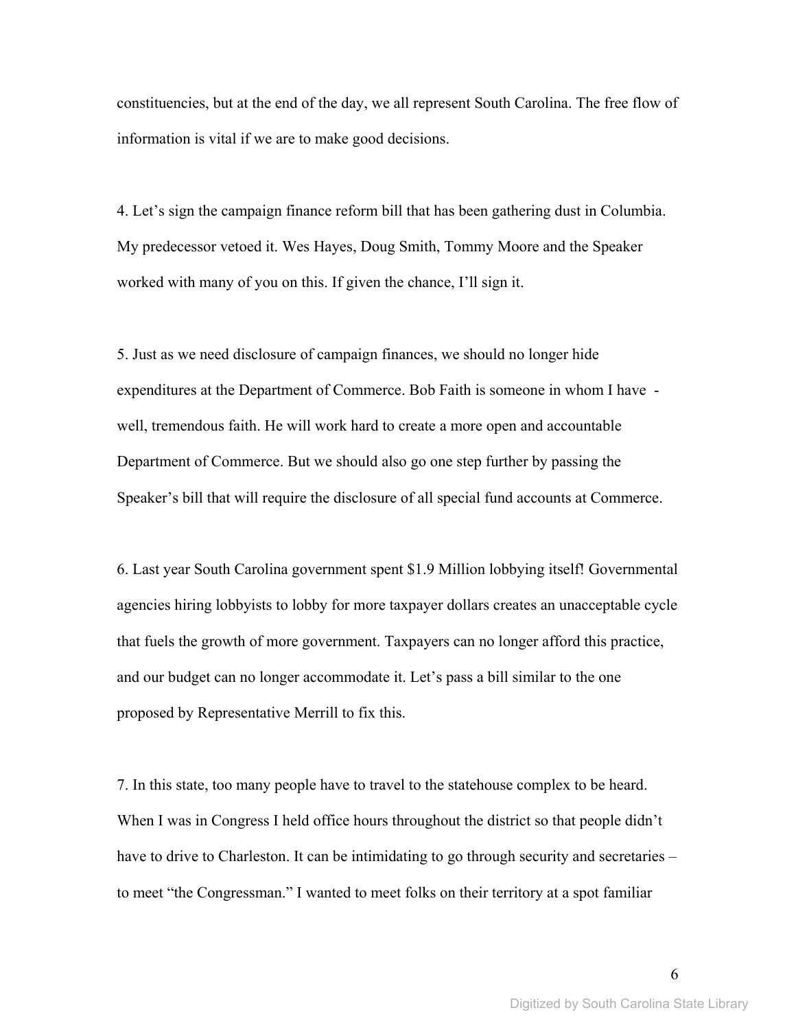constituencies, but at the end of the day, we all represent South Carolina. The free flow of information is vital if we are to make good decisions.

4. Let's sign the campaign finance reform bill that has been gathering dust in Columbia. My predecessor vetoed it. Wes Hayes, Doug Smith, Tommy Moore and the Speaker worked with many of you on this. If given the chance, I'll sign it.

5. Just as we need disclosure of campaign finances, we should no longer hide expenditures at the Department of Commerce. Bob Faith is someone in whom I have - well, tremendous faith. He will work hard to create a more open and accountable Department of Commerce. But we should also go one step further by passing the Speaker's bill that will require the disclosure of all special fund accounts at Commerce.

6. Last year South Carolina government spent $1.9 Million lobbying itself! Governmental agencies hiring lobbyists to lobby for more taxpayer dollars creates an unacceptable cycle that fuels the growth of more government. Taxpayers can no longer afford this practice, and our budget can no longer accommodate it. Let's pass a bill similar to the one proposed by Representative Merrill to fix this.

7. In this state, too many people have to travel to the statehouse complex to be heard. When I was in Congress I held office hours throughout the district so that people didn't have to drive to Charleston. It can be intimidating to go through security and secretaries – to meet "the Congressman." I wanted to meet folks on their territory at a spot familiar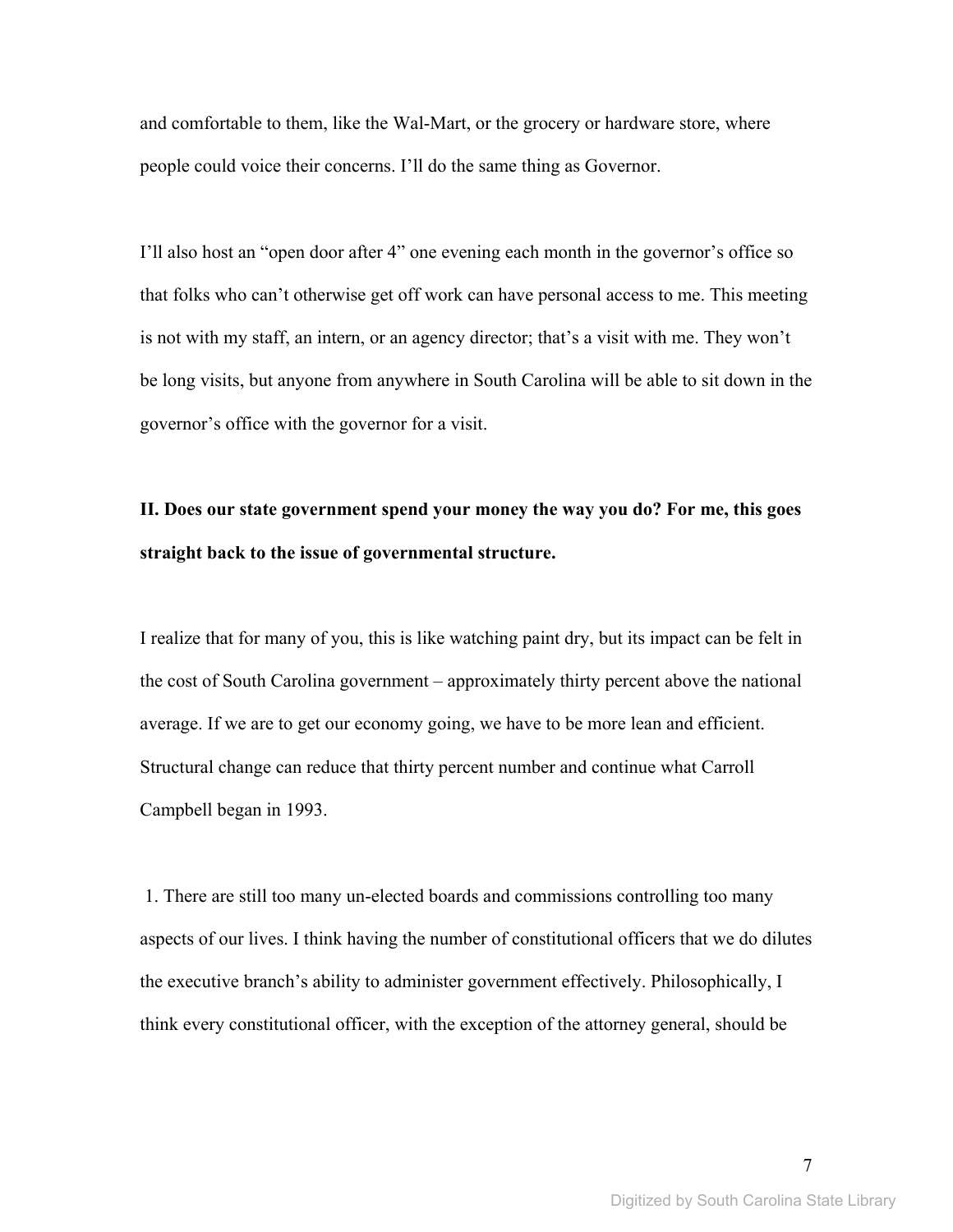and comfortable to them, like the Wal-Mart, or the grocery or hardware store, where people could voice their concerns. I'll do the same thing as Governor.

I'll also host an "open door after 4" one evening each month in the governor's office so that folks who can't otherwise get off work can have personal access to me. This meeting is not with my staff, an intern, or an agency director; that's a visit with me. They won't be long visits, but anyone from anywhere in South Carolina will be able to sit down in the governor's office with the governor for a visit.

**II. Does our state government spend your money the way you do? For me, this goes straight back to the issue of governmental structure.**

I realize that for many of you, this is like watching paint dry, but its impact can be felt in the cost of South Carolina government – approximately thirty percent above the national average. If we are to get our economy going, we have to be more lean and efficient. Structural change can reduce that thirty percent number and continue what Carroll Campbell began in 1993.

1. There are still too many un-elected boards and commissions controlling too many aspects of our lives. I think having the number of constitutional officers that we do dilutes the executive branch's ability to administer government effectively. Philosophically, I think every constitutional officer, with the exception of the attorney general, should be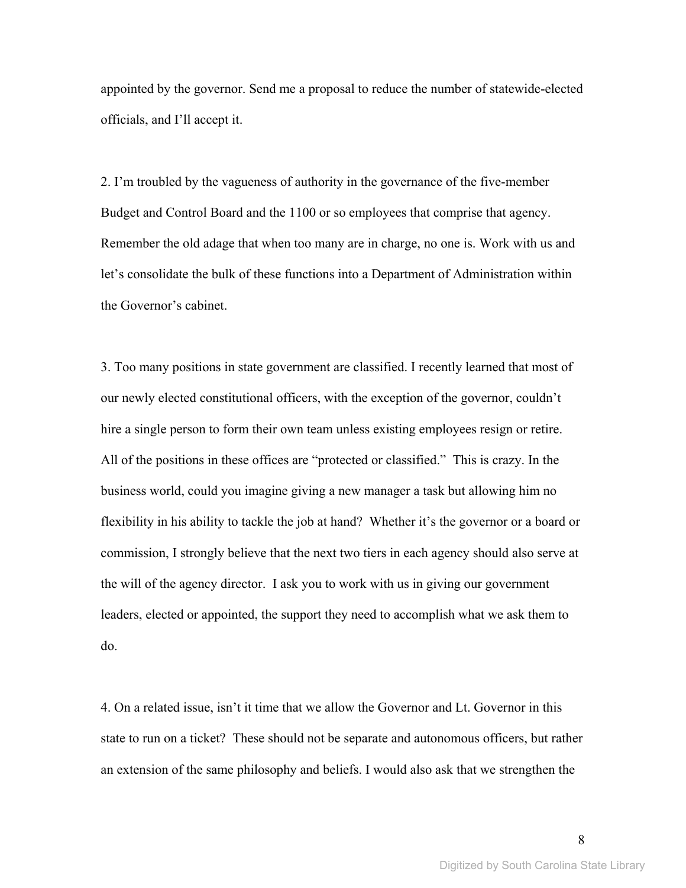appointed by the governor. Send me a proposal to reduce the number of statewide-elected officials, and I'll accept it.

2. I'm troubled by the vagueness of authority in the governance of the five-member Budget and Control Board and the 1100 or so employees that comprise that agency. Remember the old adage that when too many are in charge, no one is. Work with us and let's consolidate the bulk of these functions into a Department of Administration within the Governor's cabinet.

3. Too many positions in state government are classified. I recently learned that most of our newly elected constitutional officers, with the exception of the governor, couldn't hire a single person to form their own team unless existing employees resign or retire. All of the positions in these offices are "protected or classified." This is crazy. In the business world, could you imagine giving a new manager a task but allowing him no flexibility in his ability to tackle the job at hand? Whether it's the governor or a board or commission, I strongly believe that the next two tiers in each agency should also serve at the will of the agency director. I ask you to work with us in giving our government leaders, elected or appointed, the support they need to accomplish what we ask them to do.

4. On a related issue, isn't it time that we allow the Governor and Lt. Governor in this state to run on a ticket? These should not be separate and autonomous officers, but rather an extension of the same philosophy and beliefs. I would also ask that we strengthen the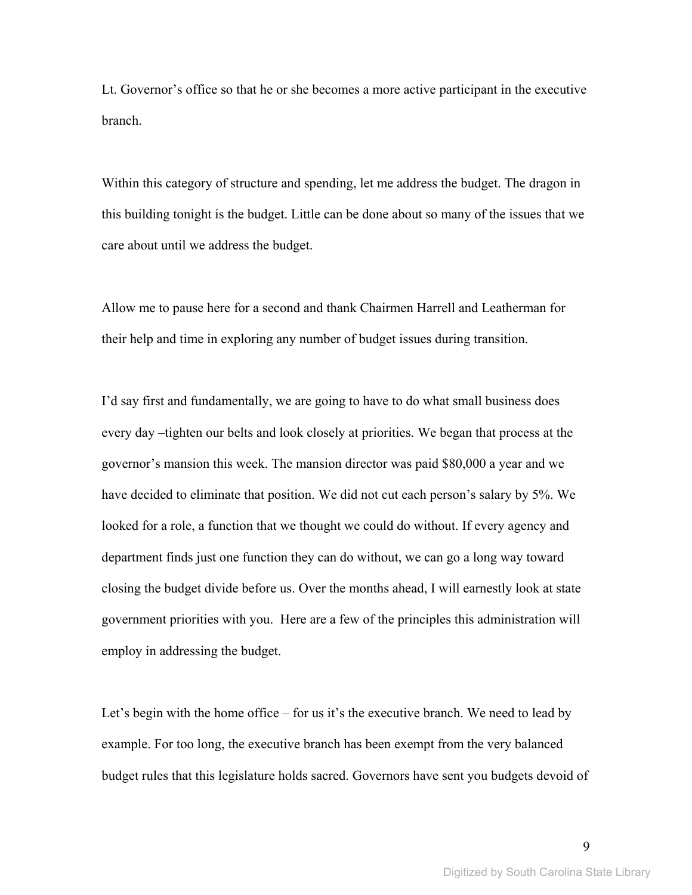Lt. Governor's office so that he or she becomes a more active participant in the executive branch.

Within this category of structure and spending, let me address the budget. The dragon in this building tonight is the budget. Little can be done about so many of the issues that we care about until we address the budget.

Allow me to pause here for a second and thank Chairmen Harrell and Leatherman for their help and time in exploring any number of budget issues during transition.

I'd say first and fundamentally, we are going to have to do what small business does every day –tighten our belts and look closely at priorities. We began that process at the governor's mansion this week. The mansion director was paid $80,000 a year and we have decided to eliminate that position. We did not cut each person's salary by 5%. We looked for a role, a function that we thought we could do without. If every agency and department finds just one function they can do without, we can go a long way toward closing the budget divide before us. Over the months ahead, I will earnestly look at state government priorities with you. Here are a few of the principles this administration will employ in addressing the budget.

Let's begin with the home office – for us it's the executive branch. We need to lead by example. For too long, the executive branch has been exempt from the very balanced budget rules that this legislature holds sacred. Governors have sent you budgets devoid of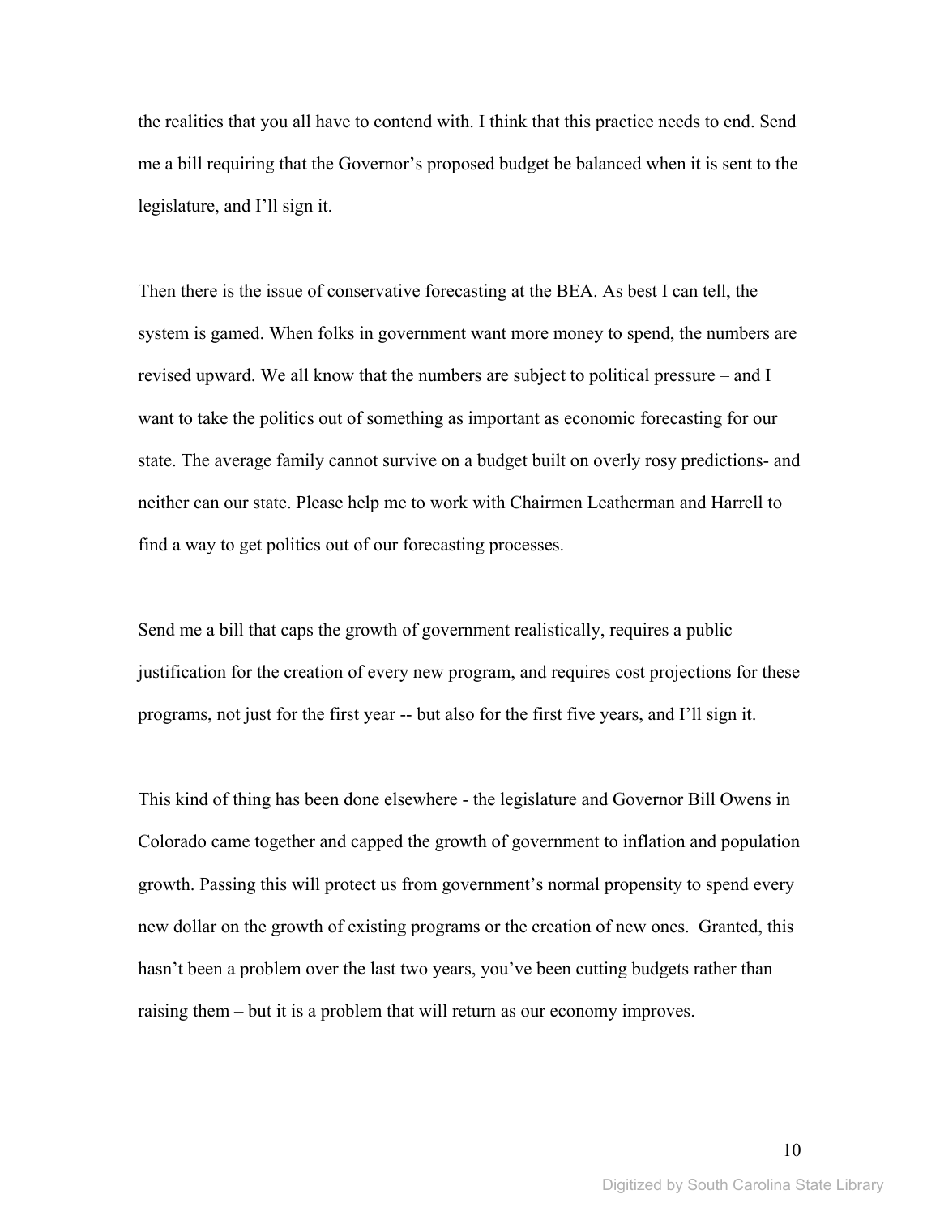the realities that you all have to contend with. I think that this practice needs to end. Send me a bill requiring that the Governor's proposed budget be balanced when it is sent to the legislature, and I'll sign it.

Then there is the issue of conservative forecasting at the BEA. As best I can tell, the system is gamed. When folks in government want more money to spend, the numbers are revised upward. We all know that the numbers are subject to political pressure – and I want to take the politics out of something as important as economic forecasting for our state. The average family cannot survive on a budget built on overly rosy predictions- and neither can our state. Please help me to work with Chairmen Leatherman and Harrell to find a way to get politics out of our forecasting processes.

Send me a bill that caps the growth of government realistically, requires a public justification for the creation of every new program, and requires cost projections for these programs, not just for the first year -- but also for the first five years, and I'll sign it.

This kind of thing has been done elsewhere - the legislature and Governor Bill Owens in Colorado came together and capped the growth of government to inflation and population growth. Passing this will protect us from government's normal propensity to spend every new dollar on the growth of existing programs or the creation of new ones. Granted, this hasn't been a problem over the last two years, you've been cutting budgets rather than raising them – but it is a problem that will return as our economy improves.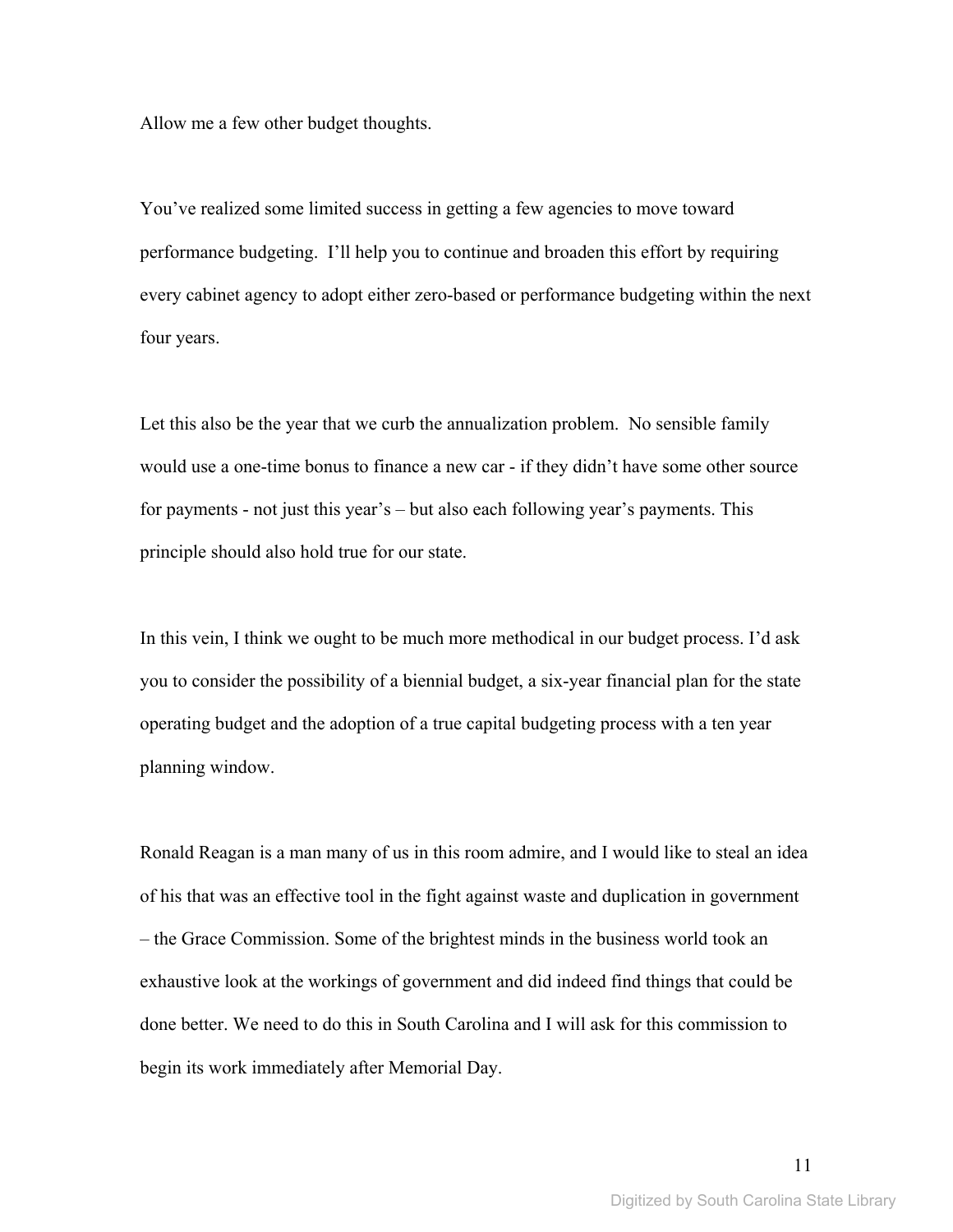Allow me a few other budget thoughts.

You've realized some limited success in getting a few agencies to move toward performance budgeting. I'll help you to continue and broaden this effort by requiring every cabinet agency to adopt either zero-based or performance budgeting within the next four years.

Let this also be the year that we curb the annualization problem. No sensible family would use a one-time bonus to finance a new car - if they didn't have some other source for payments - not just this year's – but also each following year's payments. This principle should also hold true for our state.

In this vein, I think we ought to be much more methodical in our budget process. I'd ask you to consider the possibility of a biennial budget, a six-year financial plan for the state operating budget and the adoption of a true capital budgeting process with a ten year planning window.

Ronald Reagan is a man many of us in this room admire, and I would like to steal an idea of his that was an effective tool in the fight against waste and duplication in government – the Grace Commission. Some of the brightest minds in the business world took an exhaustive look at the workings of government and did indeed find things that could be done better. We need to do this in South Carolina and I will ask for this commission to begin its work immediately after Memorial Day.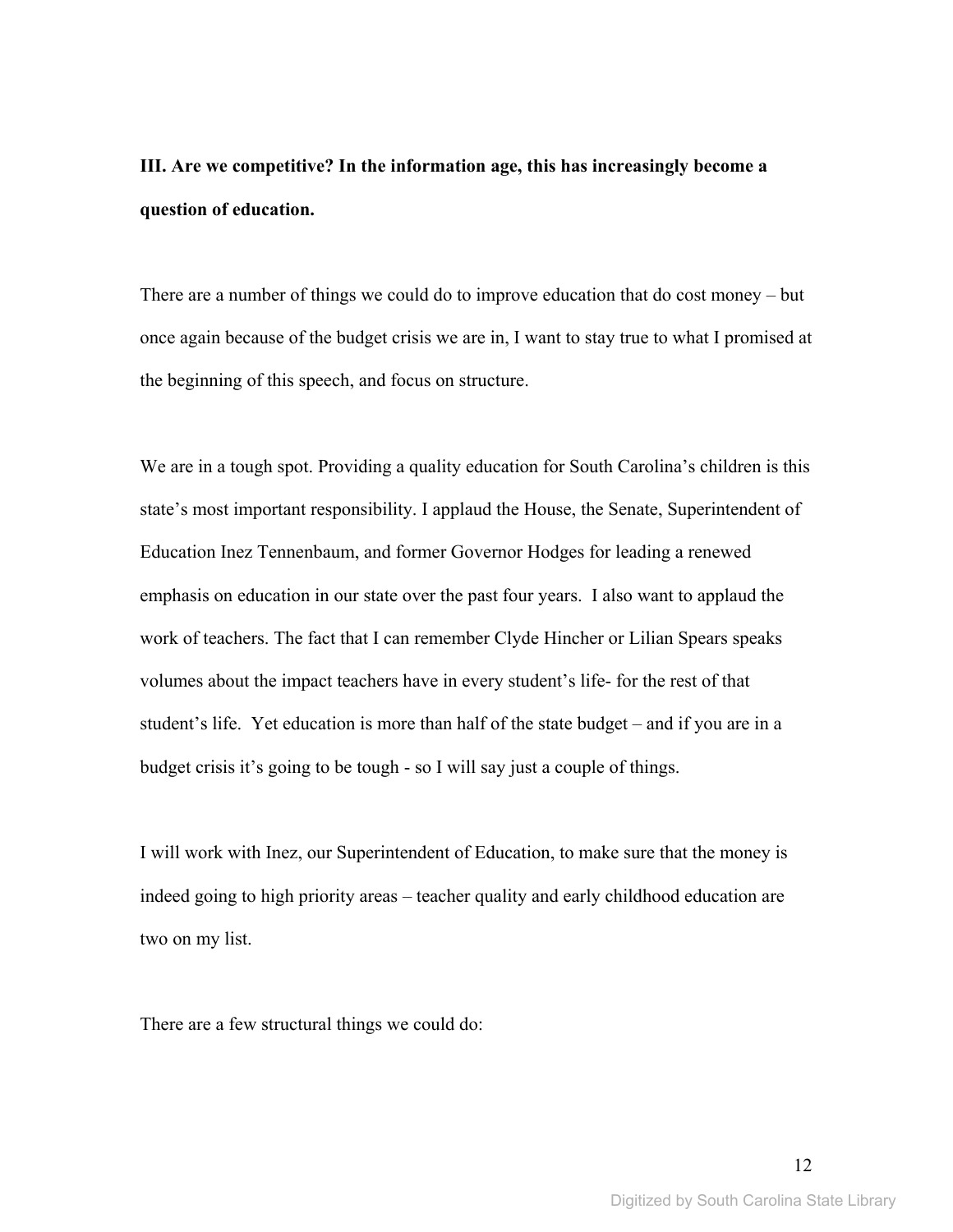**III. Are we competitive? In the information age, this has increasingly become a question of education.**

There are a number of things we could do to improve education that do cost money – but once again because of the budget crisis we are in, I want to stay true to what I promised at the beginning of this speech, and focus on structure.

We are in a tough spot. Providing a quality education for South Carolina's children is this state's most important responsibility. I applaud the House, the Senate, Superintendent of Education Inez Tennenbaum, and former Governor Hodges for leading a renewed emphasis on education in our state over the past four years. I also want to applaud the work of teachers. The fact that I can remember Clyde Hincher or Lilian Spears speaks volumes about the impact teachers have in every student's life- for the rest of that student's life. Yet education is more than half of the state budget – and if you are in a budget crisis it's going to be tough - so I will say just a couple of things.

I will work with Inez, our Superintendent of Education, to make sure that the money is indeed going to high priority areas – teacher quality and early childhood education are two on my list.

There are a few structural things we could do: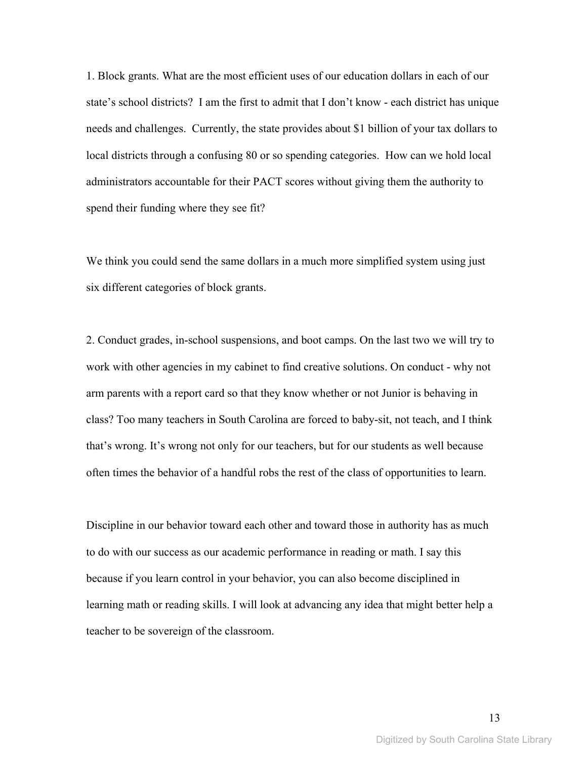1. Block grants. What are the most efficient uses of our education dollars in each of our state's school districts? I am the first to admit that I don't know - each district has unique needs and challenges. Currently, the state provides about $1 billion of your tax dollars to local districts through a confusing 80 or so spending categories. How can we hold local administrators accountable for their PACT scores without giving them the authority to spend their funding where they see fit?

We think you could send the same dollars in a much more simplified system using just six different categories of block grants.

2. Conduct grades, in-school suspensions, and boot camps. On the last two we will try to work with other agencies in my cabinet to find creative solutions. On conduct - why not arm parents with a report card so that they know whether or not Junior is behaving in class? Too many teachers in South Carolina are forced to baby-sit, not teach, and I think that's wrong. It's wrong not only for our teachers, but for our students as well because often times the behavior of a handful robs the rest of the class of opportunities to learn.

Discipline in our behavior toward each other and toward those in authority has as much to do with our success as our academic performance in reading or math. I say this because if you learn control in your behavior, you can also become disciplined in learning math or reading skills. I will look at advancing any idea that might better help a teacher to be sovereign of the classroom.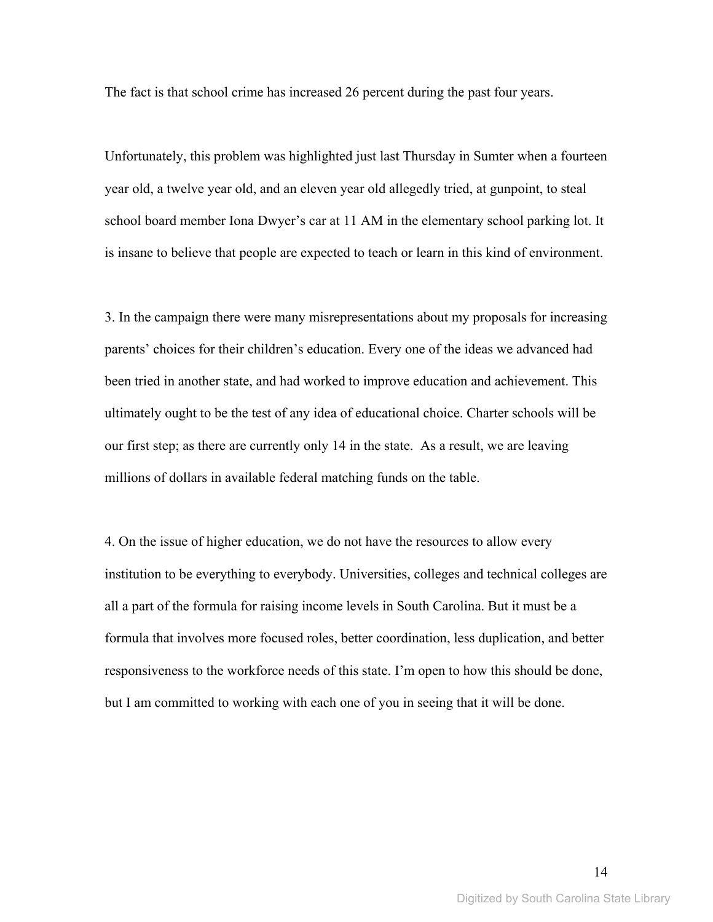The fact is that school crime has increased 26 percent during the past four years.

Unfortunately, this problem was highlighted just last Thursday in Sumter when a fourteen year old, a twelve year old, and an eleven year old allegedly tried, at gunpoint, to steal school board member Iona Dwyer's car at 11 AM in the elementary school parking lot. It is insane to believe that people are expected to teach or learn in this kind of environment.

3. In the campaign there were many misrepresentations about my proposals for increasing parents' choices for their children's education. Every one of the ideas we advanced had been tried in another state, and had worked to improve education and achievement. This ultimately ought to be the test of any idea of educational choice. Charter schools will be our first step; as there are currently only 14 in the state. As a result, we are leaving millions of dollars in available federal matching funds on the table.

4. On the issue of higher education, we do not have the resources to allow every institution to be everything to everybody. Universities, colleges and technical colleges are all a part of the formula for raising income levels in South Carolina. But it must be a formula that involves more focused roles, better coordination, less duplication, and better responsiveness to the workforce needs of this state. I'm open to how this should be done, but I am committed to working with each one of you in seeing that it will be done.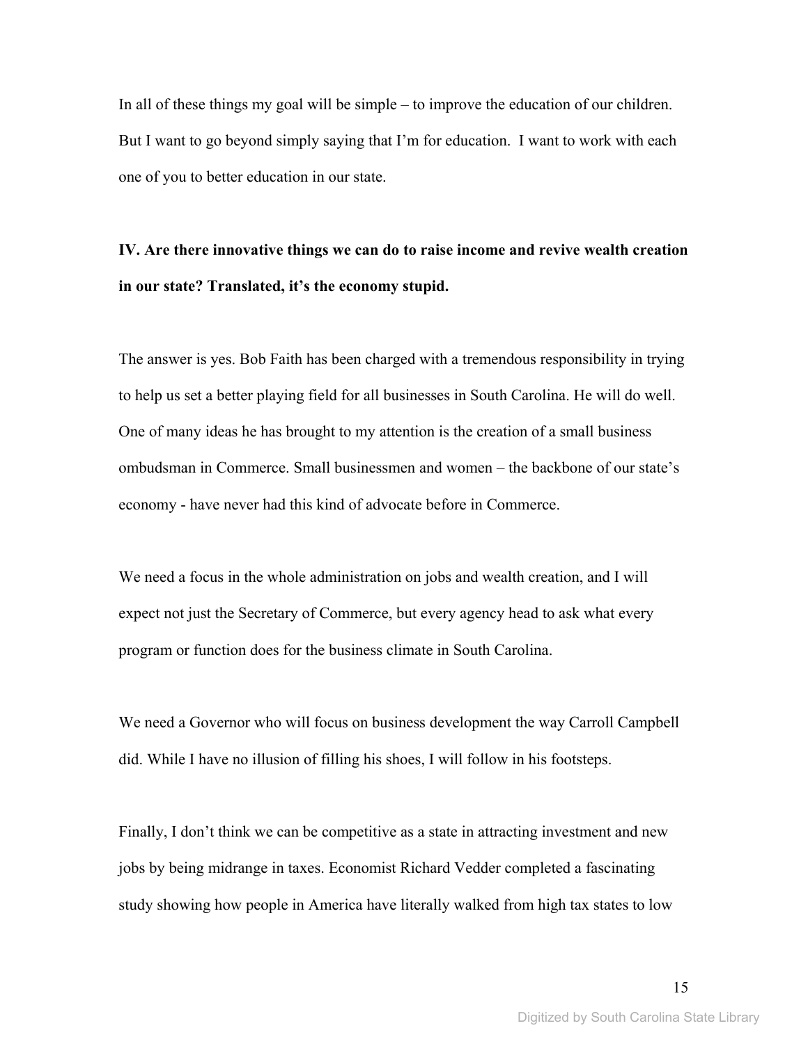In all of these things my goal will be simple – to improve the education of our children. But I want to go beyond simply saying that I'm for education. I want to work with each one of you to better education in our state.

**IV. Are there innovative things we can do to raise income and revive wealth creation in our state? Translated, it's the economy stupid.**

The answer is yes. Bob Faith has been charged with a tremendous responsibility in trying to help us set a better playing field for all businesses in South Carolina. He will do well. One of many ideas he has brought to my attention is the creation of a small business ombudsman in Commerce. Small businessmen and women – the backbone of our state's economy - have never had this kind of advocate before in Commerce.

We need a focus in the whole administration on jobs and wealth creation, and I will expect not just the Secretary of Commerce, but every agency head to ask what every program or function does for the business climate in South Carolina.

We need a Governor who will focus on business development the way Carroll Campbell did. While I have no illusion of filling his shoes, I will follow in his footsteps.

Finally, I don't think we can be competitive as a state in attracting investment and new jobs by being midrange in taxes. Economist Richard Vedder completed a fascinating study showing how people in America have literally walked from high tax states to low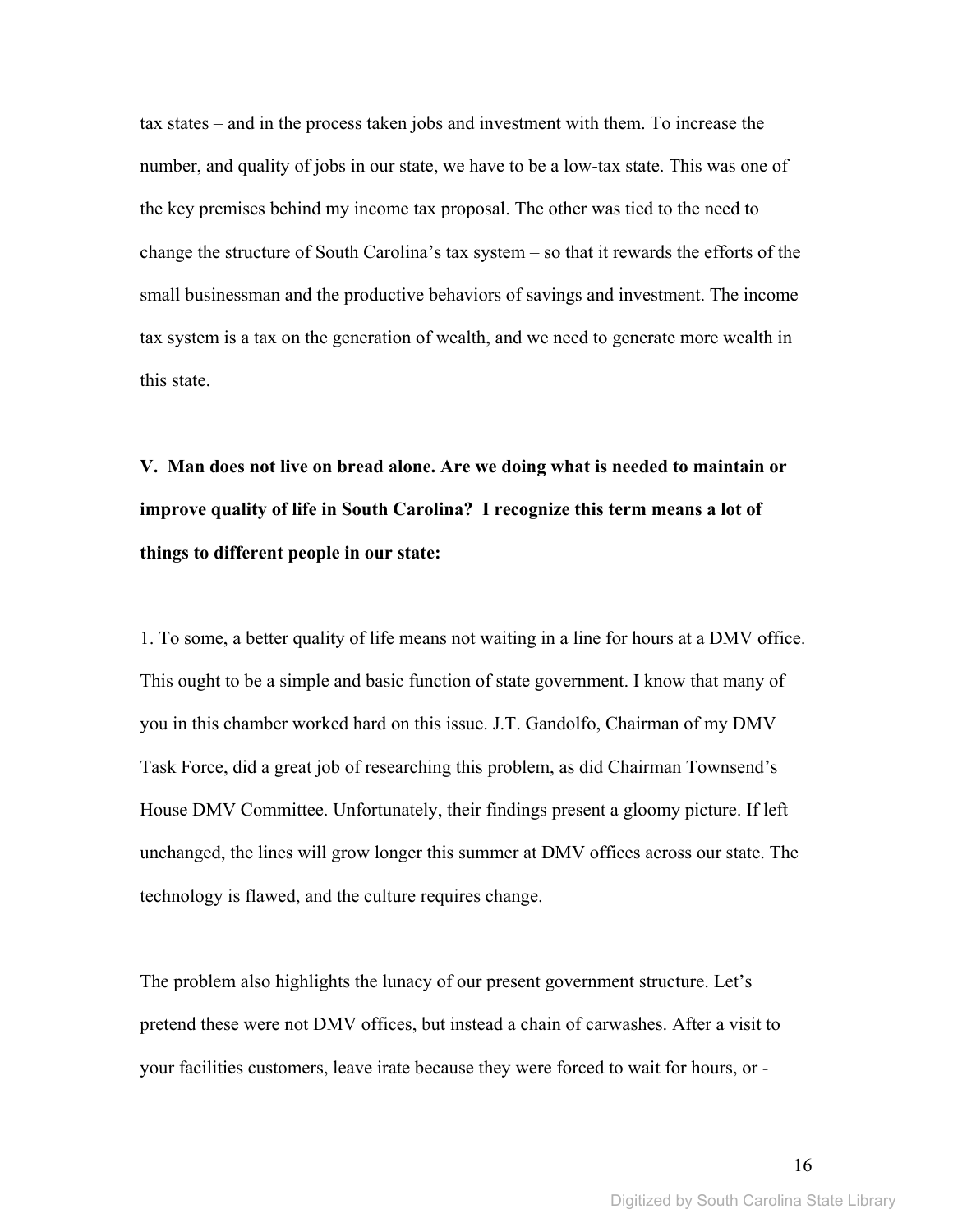tax states – and in the process taken jobs and investment with them. To increase the number, and quality of jobs in our state, we have to be a low-tax state. This was one of the key premises behind my income tax proposal. The other was tied to the need to change the structure of South Carolina's tax system – so that it rewards the efforts of the small businessman and the productive behaviors of savings and investment. The income tax system is a tax on the generation of wealth, and we need to generate more wealth in this state.

**V. Man does not live on bread alone. Are we doing what is needed to maintain or improve quality of life in South Carolina? I recognize this term means a lot of things to different people in our state:**

1. To some, a better quality of life means not waiting in a line for hours at a DMV office. This ought to be a simple and basic function of state government. I know that many of you in this chamber worked hard on this issue. J.T. Gandolfo, Chairman of my DMV Task Force, did a great job of researching this problem, as did Chairman Townsend's House DMV Committee. Unfortunately, their findings present a gloomy picture. If left unchanged, the lines will grow longer this summer at DMV offices across our state. The technology is flawed, and the culture requires change.

The problem also highlights the lunacy of our present government structure. Let's pretend these were not DMV offices, but instead a chain of carwashes. After a visit to your facilities customers, leave irate because they were forced to wait for hours, or -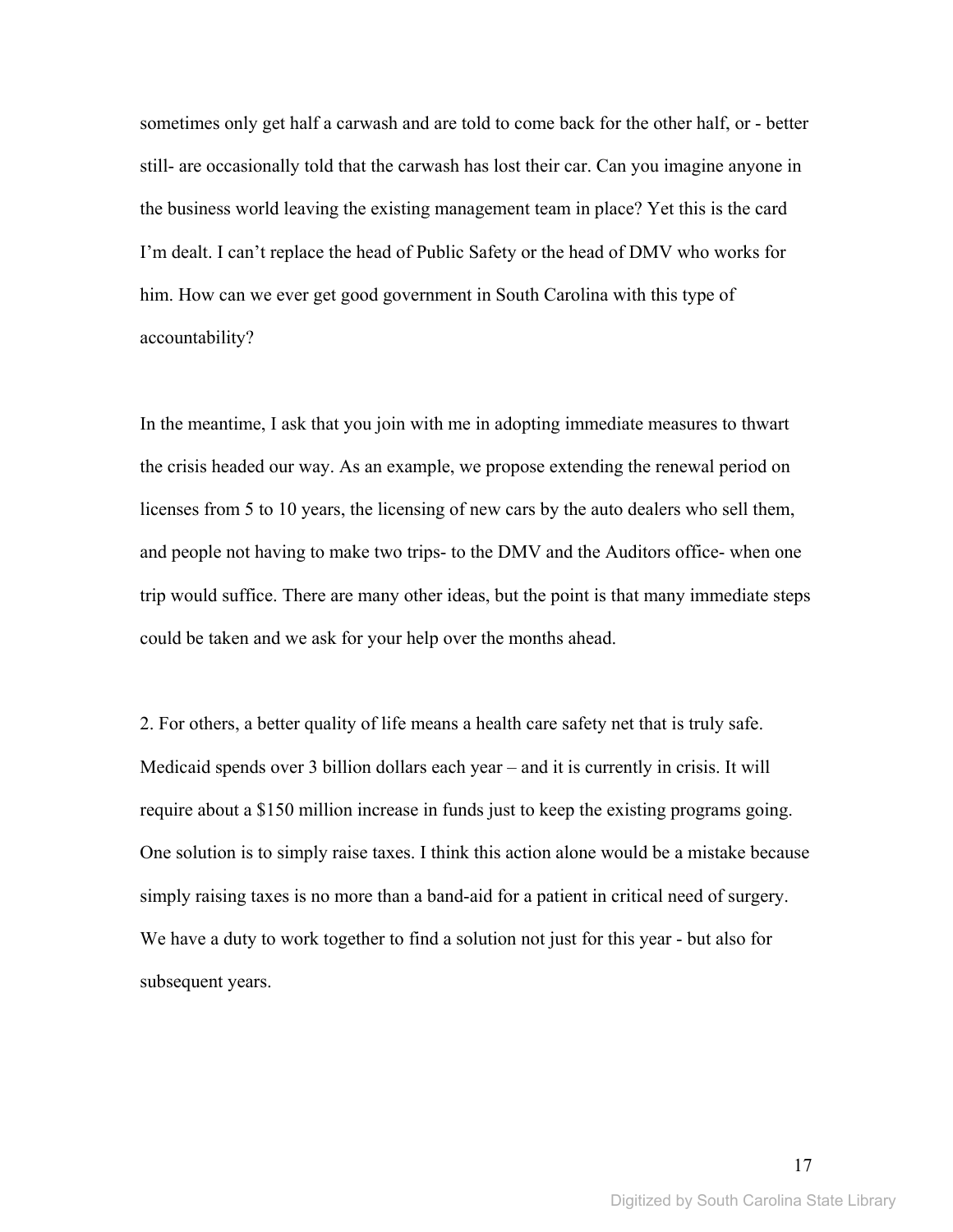sometimes only get half a carwash and are told to come back for the other half, or - better still- are occasionally told that the carwash has lost their car. Can you imagine anyone in the business world leaving the existing management team in place? Yet this is the card I'm dealt. I can't replace the head of Public Safety or the head of DMV who works for him. How can we ever get good government in South Carolina with this type of accountability?

In the meantime, I ask that you join with me in adopting immediate measures to thwart the crisis headed our way. As an example, we propose extending the renewal period on licenses from 5 to 10 years, the licensing of new cars by the auto dealers who sell them, and people not having to make two trips- to the DMV and the Auditors office- when one trip would suffice. There are many other ideas, but the point is that many immediate steps could be taken and we ask for your help over the months ahead.

2. For others, a better quality of life means a health care safety net that is truly safe. Medicaid spends over 3 billion dollars each year – and it is currently in crisis. It will require about a $150 million increase in funds just to keep the existing programs going. One solution is to simply raise taxes. I think this action alone would be a mistake because simply raising taxes is no more than a band-aid for a patient in critical need of surgery. We have a duty to work together to find a solution not just for this year - but also for subsequent years.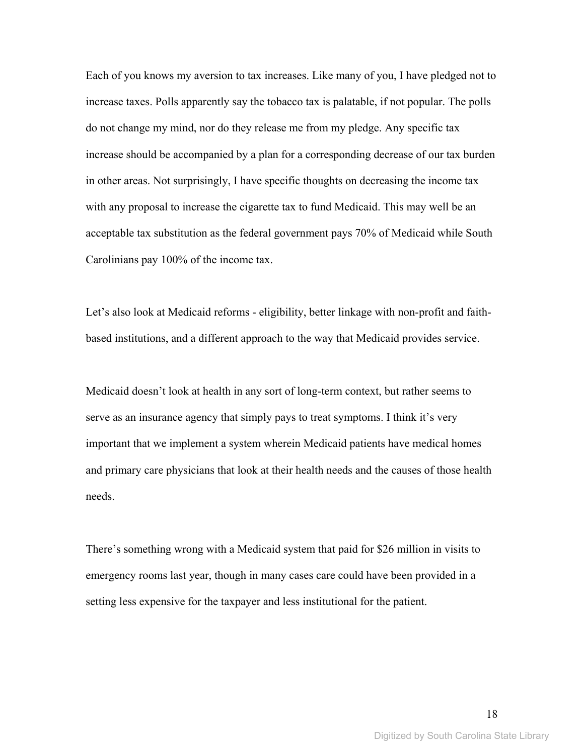Each of you knows my aversion to tax increases. Like many of you, I have pledged not to increase taxes. Polls apparently say the tobacco tax is palatable, if not popular. The polls do not change my mind, nor do they release me from my pledge. Any specific tax increase should be accompanied by a plan for a corresponding decrease of our tax burden in other areas. Not surprisingly, I have specific thoughts on decreasing the income tax with any proposal to increase the cigarette tax to fund Medicaid. This may well be an acceptable tax substitution as the federal government pays 70% of Medicaid while South Carolinians pay 100% of the income tax.

Let's also look at Medicaid reforms - eligibility, better linkage with non-profit and faith-based institutions, and a different approach to the way that Medicaid provides service.

Medicaid doesn't look at health in any sort of long-term context, but rather seems to serve as an insurance agency that simply pays to treat symptoms. I think it's very important that we implement a system wherein Medicaid patients have medical homes and primary care physicians that look at their health needs and the causes of those health needs.

There's something wrong with a Medicaid system that paid for $26 million in visits to emergency rooms last year, though in many cases care could have been provided in a setting less expensive for the taxpayer and less institutional for the patient.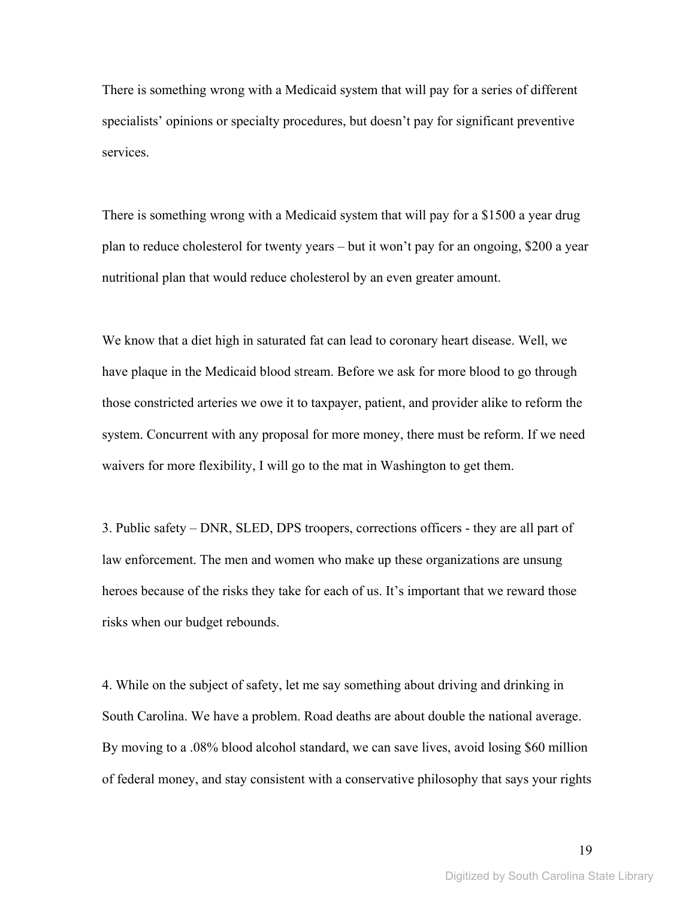There is something wrong with a Medicaid system that will pay for a series of different specialists' opinions or specialty procedures, but doesn't pay for significant preventive services.

There is something wrong with a Medicaid system that will pay for a $1500 a year drug plan to reduce cholesterol for twenty years – but it won't pay for an ongoing, $200 a year nutritional plan that would reduce cholesterol by an even greater amount.

We know that a diet high in saturated fat can lead to coronary heart disease. Well, we have plaque in the Medicaid blood stream. Before we ask for more blood to go through those constricted arteries we owe it to taxpayer, patient, and provider alike to reform the system. Concurrent with any proposal for more money, there must be reform. If we need waivers for more flexibility, I will go to the mat in Washington to get them.

3. Public safety – DNR, SLED, DPS troopers, corrections officers - they are all part of law enforcement. The men and women who make up these organizations are unsung heroes because of the risks they take for each of us. It's important that we reward those risks when our budget rebounds.

4. While on the subject of safety, let me say something about driving and drinking in South Carolina. We have a problem. Road deaths are about double the national average. By moving to a .08% blood alcohol standard, we can save lives, avoid losing $60 million of federal money, and stay consistent with a conservative philosophy that says your rights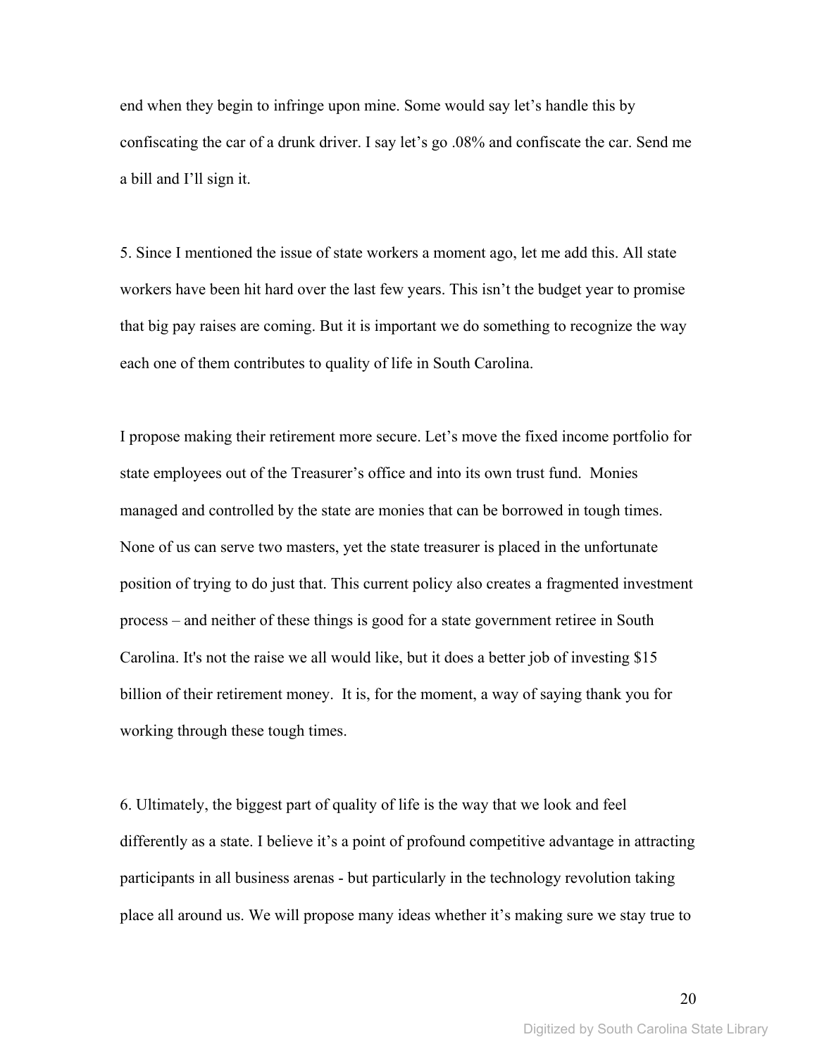end when they begin to infringe upon mine. Some would say let's handle this by confiscating the car of a drunk driver. I say let's go .08% and confiscate the car. Send me a bill and I'll sign it.

5. Since I mentioned the issue of state workers a moment ago, let me add this. All state workers have been hit hard over the last few years. This isn't the budget year to promise that big pay raises are coming. But it is important we do something to recognize the way each one of them contributes to quality of life in South Carolina.

I propose making their retirement more secure. Let's move the fixed income portfolio for state employees out of the Treasurer's office and into its own trust fund. Monies managed and controlled by the state are monies that can be borrowed in tough times. None of us can serve two masters, yet the state treasurer is placed in the unfortunate position of trying to do just that. This current policy also creates a fragmented investment process – and neither of these things is good for a state government retiree in South Carolina. It's not the raise we all would like, but it does a better job of investing $15 billion of their retirement money. It is, for the moment, a way of saying thank you for working through these tough times.

6. Ultimately, the biggest part of quality of life is the way that we look and feel differently as a state. I believe it's a point of profound competitive advantage in attracting participants in all business arenas - but particularly in the technology revolution taking place all around us. We will propose many ideas whether it's making sure we stay true to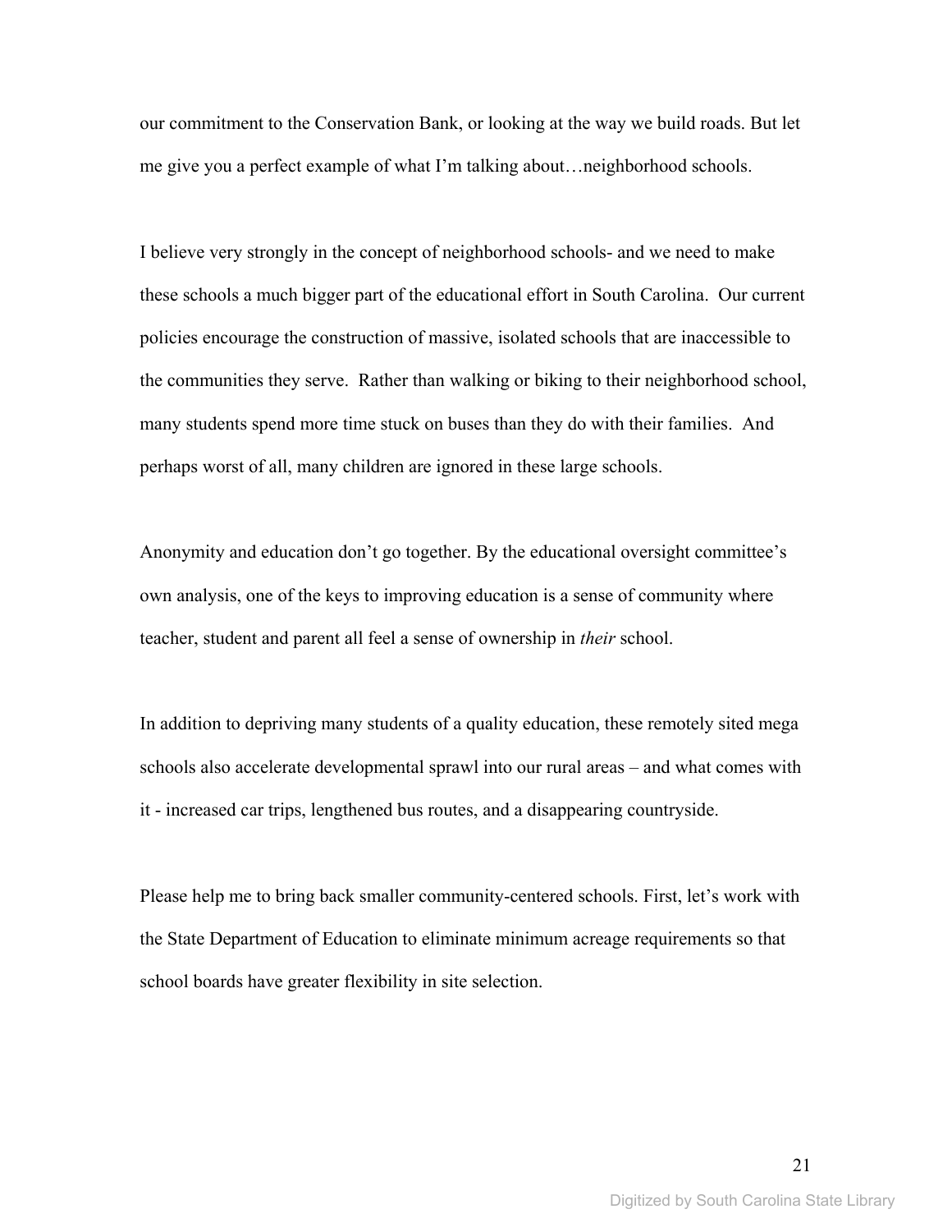our commitment to the Conservation Bank, or looking at the way we build roads. But let me give you a perfect example of what I'm talking about…neighborhood schools.

I believe very strongly in the concept of neighborhood schools- and we need to make these schools a much bigger part of the educational effort in South Carolina. Our current policies encourage the construction of massive, isolated schools that are inaccessible to the communities they serve. Rather than walking or biking to their neighborhood school, many students spend more time stuck on buses than they do with their families. And perhaps worst of all, many children are ignored in these large schools.

Anonymity and education don't go together. By the educational oversight committee's own analysis, one of the keys to improving education is a sense of community where teacher, student and parent all feel a sense of ownership in *their* school.

In addition to depriving many students of a quality education, these remotely sited mega schools also accelerate developmental sprawl into our rural areas – and what comes with it - increased car trips, lengthened bus routes, and a disappearing countryside.

Please help me to bring back smaller community-centered schools. First, let's work with the State Department of Education to eliminate minimum acreage requirements so that school boards have greater flexibility in site selection.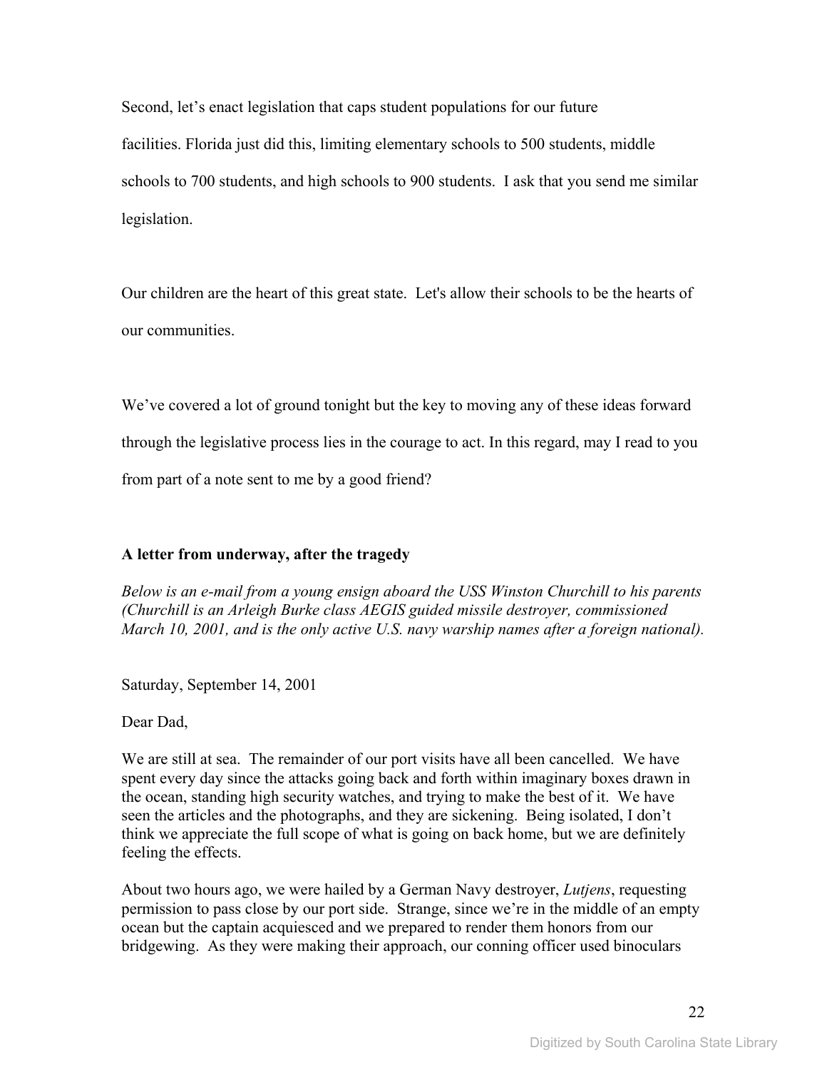Second, let's enact legislation that caps student populations for our future facilities. Florida just did this, limiting elementary schools to 500 students, middle schools to 700 students, and high schools to 900 students. I ask that you send me similar legislation.

Our children are the heart of this great state. Let's allow their schools to be the hearts of our communities.

We've covered a lot of ground tonight but the key to moving any of these ideas forward through the legislative process lies in the courage to act. In this regard, may I read to you from part of a note sent to me by a good friend?

**A letter from underway, after the tragedy**

*Below is an e-mail from a young ensign aboard the USS Winston Churchill to his parents (Churchill is an Arleigh Burke class AEGIS guided missile destroyer, commissioned March 10, 2001, and is the only active U.S. navy warship names after a foreign national).*

Saturday, September 14, 2001

Dear Dad,

We are still at sea. The remainder of our port visits have all been cancelled. We have spent every day since the attacks going back and forth within imaginary boxes drawn in the ocean, standing high security watches, and trying to make the best of it. We have seen the articles and the photographs, and they are sickening. Being isolated, I don't think we appreciate the full scope of what is going on back home, but we are definitely feeling the effects.

About two hours ago, we were hailed by a German Navy destroyer, *Lutjens*, requesting permission to pass close by our port side. Strange, since we're in the middle of an empty ocean but the captain acquiesced and we prepared to render them honors from our bridgewing. As they were making their approach, our conning officer used binoculars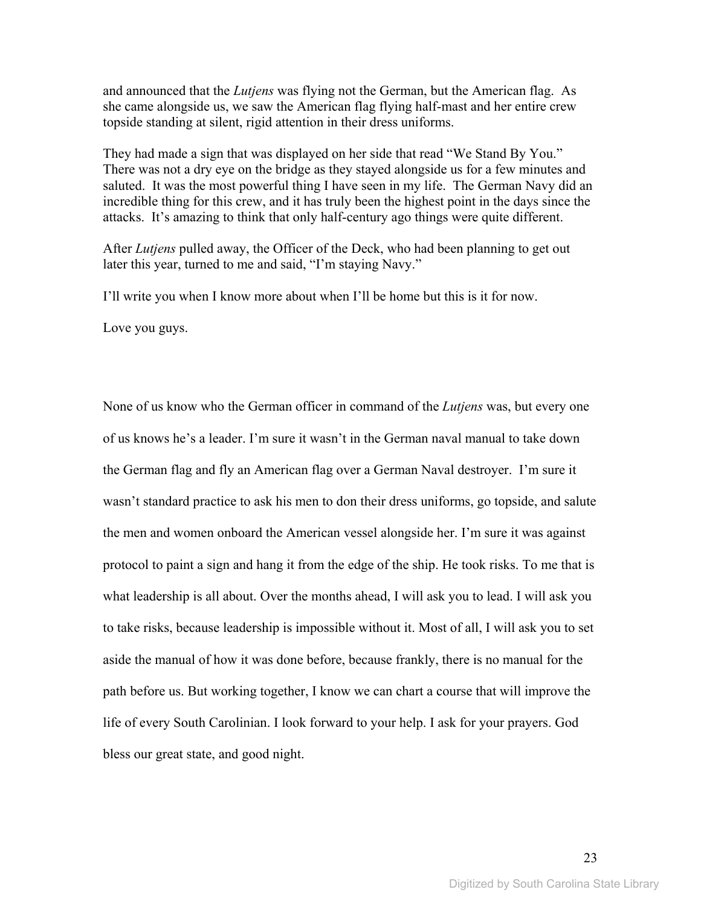and announced that the *Lutjens* was flying not the German, but the American flag. As she came alongside us, we saw the American flag flying half-mast and her entire crew topside standing at silent, rigid attention in their dress uniforms.

They had made a sign that was displayed on her side that read "We Stand By You." There was not a dry eye on the bridge as they stayed alongside us for a few minutes and saluted. It was the most powerful thing I have seen in my life. The German Navy did an incredible thing for this crew, and it has truly been the highest point in the days since the attacks. It's amazing to think that only half-century ago things were quite different.

After *Lutjens* pulled away, the Officer of the Deck, who had been planning to get out later this year, turned to me and said, "I'm staying Navy."

I'll write you when I know more about when I'll be home but this is it for now.

Love you guys.

None of us know who the German officer in command of the *Lutjens* was, but every one of us knows he's a leader. I'm sure it wasn't in the German naval manual to take down the German flag and fly an American flag over a German Naval destroyer. I'm sure it wasn't standard practice to ask his men to don their dress uniforms, go topside, and salute the men and women onboard the American vessel alongside her. I'm sure it was against protocol to paint a sign and hang it from the edge of the ship. He took risks. To me that is what leadership is all about. Over the months ahead, I will ask you to lead. I will ask you to take risks, because leadership is impossible without it. Most of all, I will ask you to set aside the manual of how it was done before, because frankly, there is no manual for the path before us. But working together, I know we can chart a course that will improve the life of every South Carolinian. I look forward to your help. I ask for your prayers. God bless our great state, and good night.